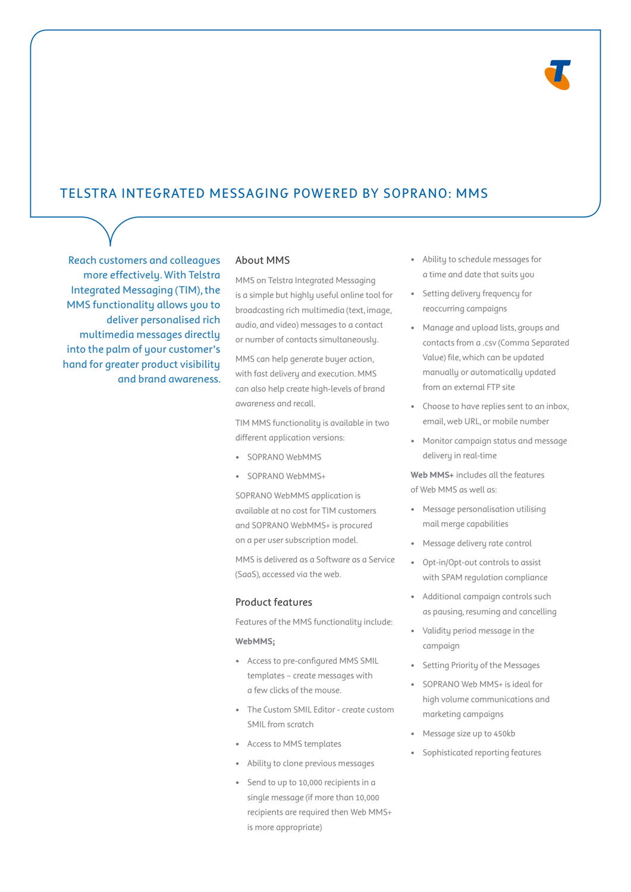# TELSTRA INTEGRATED MESSAGING POWERED BY SOPRANO: MMS

Reach customers and colleagues more effectively. With Telstra Integrated Messaging (TIM), the MMS functionality allows you to deliver personalised rich multimedia messages directly into the palm of your customer's hand for greater product visibility and brand awareness.

## About MMS

MMS on Telstra Integrated Messaging is a simple but highly useful online tool for broadcasting rich multimedia (text, image, audio, and video) messages to a contact or number of contacts simultaneously.

MMS can help generate buyer action, with fast delivery and execution. MMS can also help create high-levels of brand awareness and recall.

TIM MMS functionality is available in two different application versions:

- SOPRANO WebMMS
- SOPRANO WebMMS+

SOPRANO WebMMS application is available at no cost for TIM customers and SOPRANO WebMMS+ is procured on a per user subscription model.

MMS is delivered as a Software as a Service (SaaS), accessed via the web.

## Product features

Features of the MMS functionality include:

**WebMMS;**

- Access to pre-configured MMS SMIL templates – create messages with a few clicks of the mouse.
- The Custom SMIL Editor - create custom SMIL from scratch
- Access to MMS templates
- Ability to clone previous messages
- Send to up to 10,000 recipients in a single message (if more than 10,000 recipients are required then Web MMS+ is more appropriate)
- Ability to schedule messages for a time and date that suits you
- Setting delivery frequency for reoccurring campaigns
- Manage and upload lists, groups and contacts from a .csv (Comma Separated Value) file, which can be updated manually or automatically updated from an external FTP site
- Choose to have replies sent to an inbox, email, web URL, or mobile number
- Monitor campaign status and message delivery in real-time

**Web MMS+** includes all the features of Web MMS as well as:

- Message personalisation utilising mail merge capabilities
- Message delivery rate control
- Opt-in/Opt-out controls to assist with SPAM regulation compliance
- Additional campaign controls such as pausing, resuming and cancelling
- Validity period message in the campaign
- Setting Priority of the Messages
- SOPRANO Web MMS+ is ideal for high volume communications and marketing campaigns
- Message size up to 450kb
- Sophisticated reporting features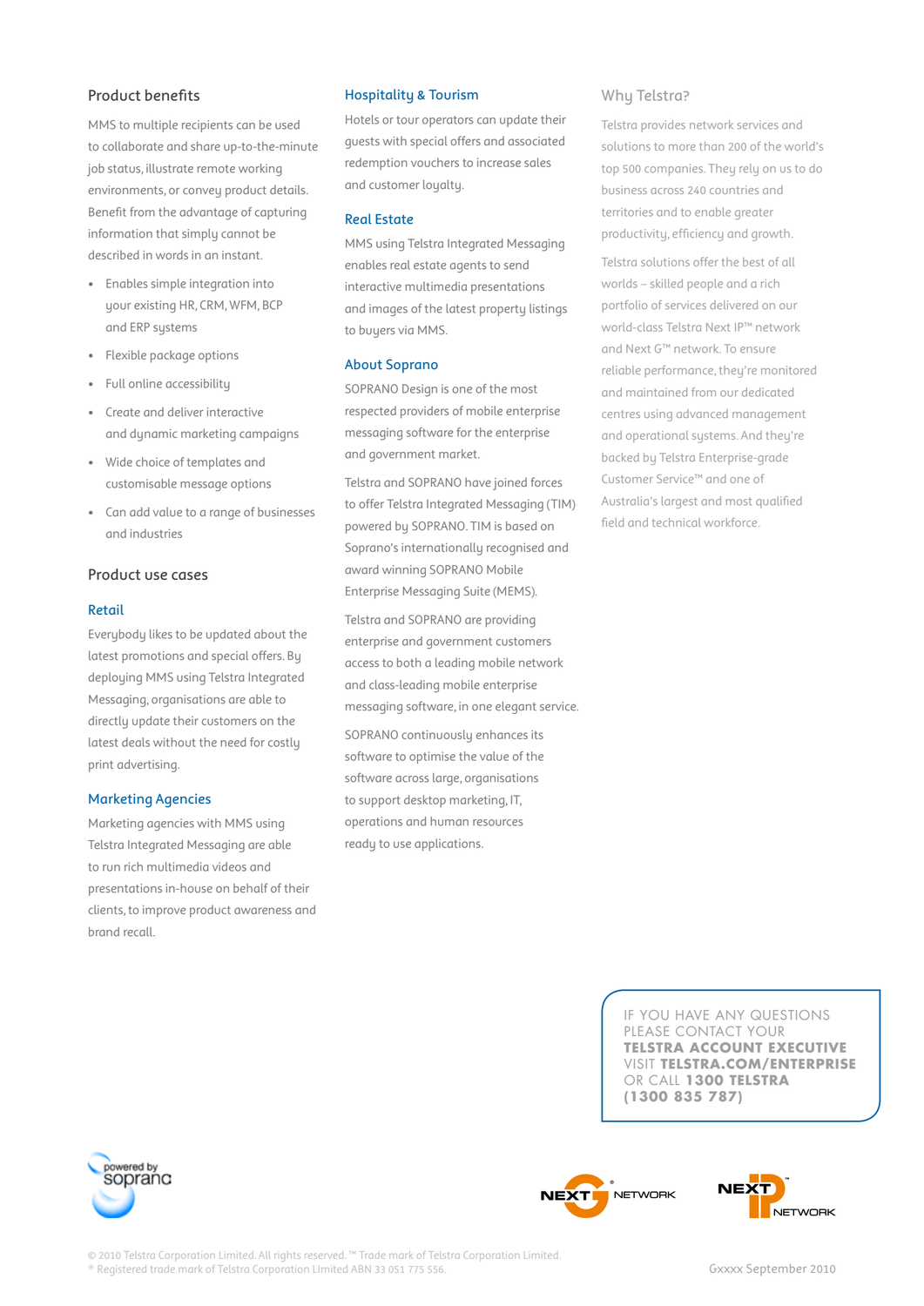## Product benefits

MMS to multiple recipients can be used to collaborate and share up-to-the-minute job status, illustrate remote working environments, or convey product details. Benefit from the advantage of capturing information that simply cannot be described in words in an instant.

- Enables simple integration into your existing HR, CRM, WFM, BCP and ERP systems
- Flexible package options
- Full online accessibility
- Create and deliver interactive and dynamic marketing campaigns
- Wide choice of templates and customisable message options
- Can add value to a range of businesses and industries

## Product use cases

### Retail

Everybody likes to be updated about the latest promotions and special offers. By deploying MMS using Telstra Integrated Messaging, organisations are able to directly update their customers on the latest deals without the need for costly print advertising.

### Marketing Agencies

Marketing agencies with MMS using Telstra Integrated Messaging are able to run rich multimedia videos and presentations in-house on behalf of their clients, to improve product awareness and brand recall.

### Hospitality & Tourism

Hotels or tour operators can update their guests with special offers and associated redemption vouchers to increase sales and customer loyalty.

### Real Estate

MMS using Telstra Integrated Messaging enables real estate agents to send interactive multimedia presentations and images of the latest property listings to buyers via MMS.

### About Soprano

SOPRANO Design is one of the most respected providers of mobile enterprise messaging software for the enterprise and government market.

Telstra and SOPRANO have joined forces to offer Telstra Integrated Messaging (TIM) powered by SOPRANO. TIM is based on Soprano's internationally recognised and award winning SOPRANO Mobile Enterprise Messaging Suite (MEMS).

Telstra and SOPRANO are providing enterprise and government customers access to both a leading mobile network and class-leading mobile enterprise messaging software, in one elegant service.

SOPRANO continuously enhances its software to optimise the value of the software across large, organisations to support desktop marketing, IT, operations and human resources ready to use applications.

## Why Telstra?

Telstra provides network services and solutions to more than 200 of the world's top 500 companies. They rely on us to do business across 240 countries and territories and to enable greater productivity, efficiency and growth.

Telstra solutions offer the best of all worlds – skilled people and a rich portfolio of services delivered on our world-class Telstra Next IP™ network and Next G™ network. To ensure reliable performance, they're monitored and maintained from our dedicated centres using advanced management and operational systems. And they're backed by Telstra Enterprise-grade Customer Service™ and one of Australia's largest and most qualified field and technical workforce.

IF YOU HAVE ANY QUESTIONS PLEASE CONTACT YOUR **TELSTRA ACCOUNT EXECUTIVE** VISIT **TELSTRA.COM/ENTERPRISE** OR CALL **1300 TELSTRA (1300 835 787)**

powered by soprano

NEXT G® NETWORK

NEXT IP™ NETWORK

© 2010 Telstra Corporation Limited. All rights reserved. ™ Trade mark of Telstra Corporation Limited.
® Registered trade mark of Telstra Corporation Limited ABN 33 051 775 556.

Gxxxx September 2010